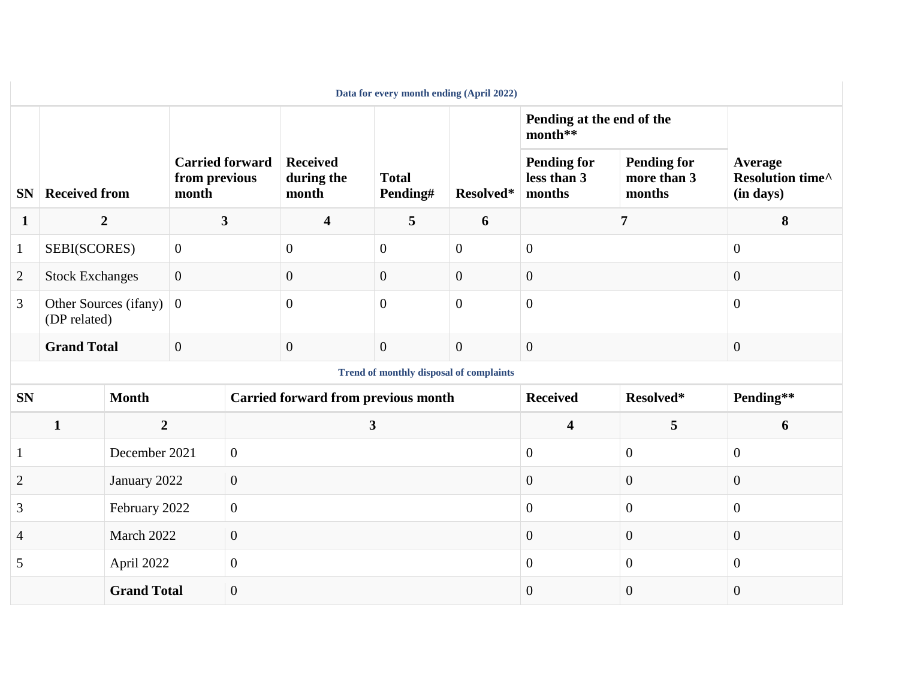**Data for every month ending (April 2022)**

| SN | Received from | Carried forward from previous month | Received during the month | Total Pending# | Resolved* | Pending at the end of the month** | | Average Resolution time^ (in days) |
|---|---|---|---|---|---|---|---|---|
| | | | | | | Pending for less than 3 months | Pending for more than 3 months | |
| 1 | 2 | 3 | 4 | 5 | 6 | 7 | | 8 |
| 1 | SEBI(SCORES) | 0 | 0 | 0 | 0 | 0 | | 0 |
| 2 | Stock Exchanges | 0 | 0 | 0 | 0 | 0 | | 0 |
| 3 | Other Sources (ifany) (DP related) | 0 | 0 | 0 | 0 | 0 | | 0 |
| | **Grand Total** | 0 | 0 | 0 | 0 | 0 | | 0 |

**Trend of monthly disposal of complaints**

| SN | Month | Carried forward from previous month | Received | Resolved* | Pending** |
|---|---|---|---|---|---|
| 1 | 2 | 3 | 4 | 5 | 6 |
| 1 | December 2021 | 0 | 0 | 0 | 0 |
| 2 | January 2022 | 0 | 0 | 0 | 0 |
| 3 | February 2022 | 0 | 0 | 0 | 0 |
| 4 | March 2022 | 0 | 0 | 0 | 0 |
| 5 | April 2022 | 0 | 0 | 0 | 0 |
| | **Grand Total** | 0 | 0 | 0 | 0 |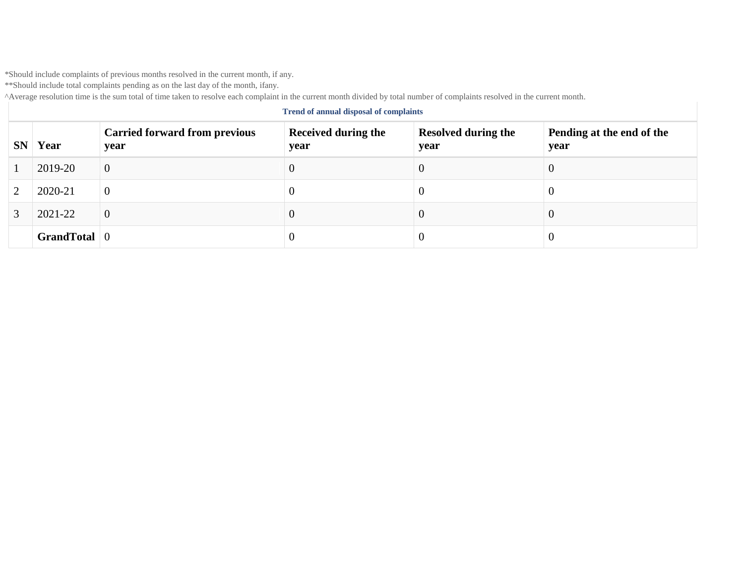*Should include complaints of previous months resolved in the current month, if any.

**Should include total complaints pending as on the last day of the month, ifany.

^Average resolution time is the sum total of time taken to resolve each complaint in the current month divided by total number of complaints resolved in the current month.

**Trend of annual disposal of complaints**

| SN | Year | Carried forward from previous year | Received during the year | Resolved during the year | Pending at the end of the year |
|---|---|---|---|---|---|
| 1 | 2019-20 | 0 | 0 | 0 | 0 |
| 2 | 2020-21 | 0 | 0 | 0 | 0 |
| 3 | 2021-22 | 0 | 0 | 0 | 0 |
| | **GrandTotal** | 0 | 0 | 0 | 0 |